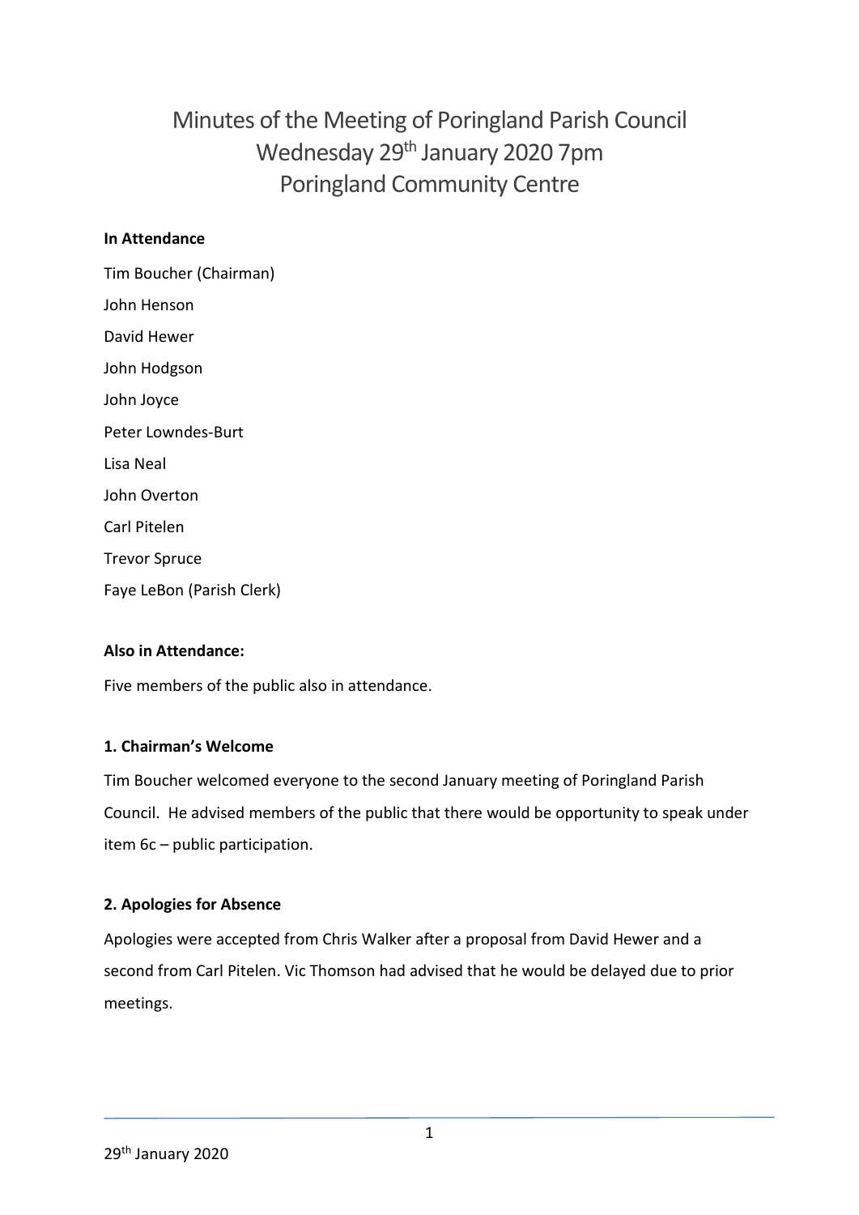# Minutes of the Meeting of Poringland Parish Council
# Wednesday 29th January 2020 7pm
# Poringland Community Centre

**In Attendance**

Tim Boucher (Chairman)

John Henson

David Hewer

John Hodgson

John Joyce

Peter Lowndes-Burt

Lisa Neal

John Overton

Carl Pitelen

Trevor Spruce

Faye LeBon (Parish Clerk)

**Also in Attendance:**

Five members of the public also in attendance.

**1. Chairman's Welcome**

Tim Boucher welcomed everyone to the second January meeting of Poringland Parish Council. He advised members of the public that there would be opportunity to speak under item 6c – public participation.

**2. Apologies for Absence**

Apologies were accepted from Chris Walker after a proposal from David Hewer and a second from Carl Pitelen. Vic Thomson had advised that he would be delayed due to prior meetings.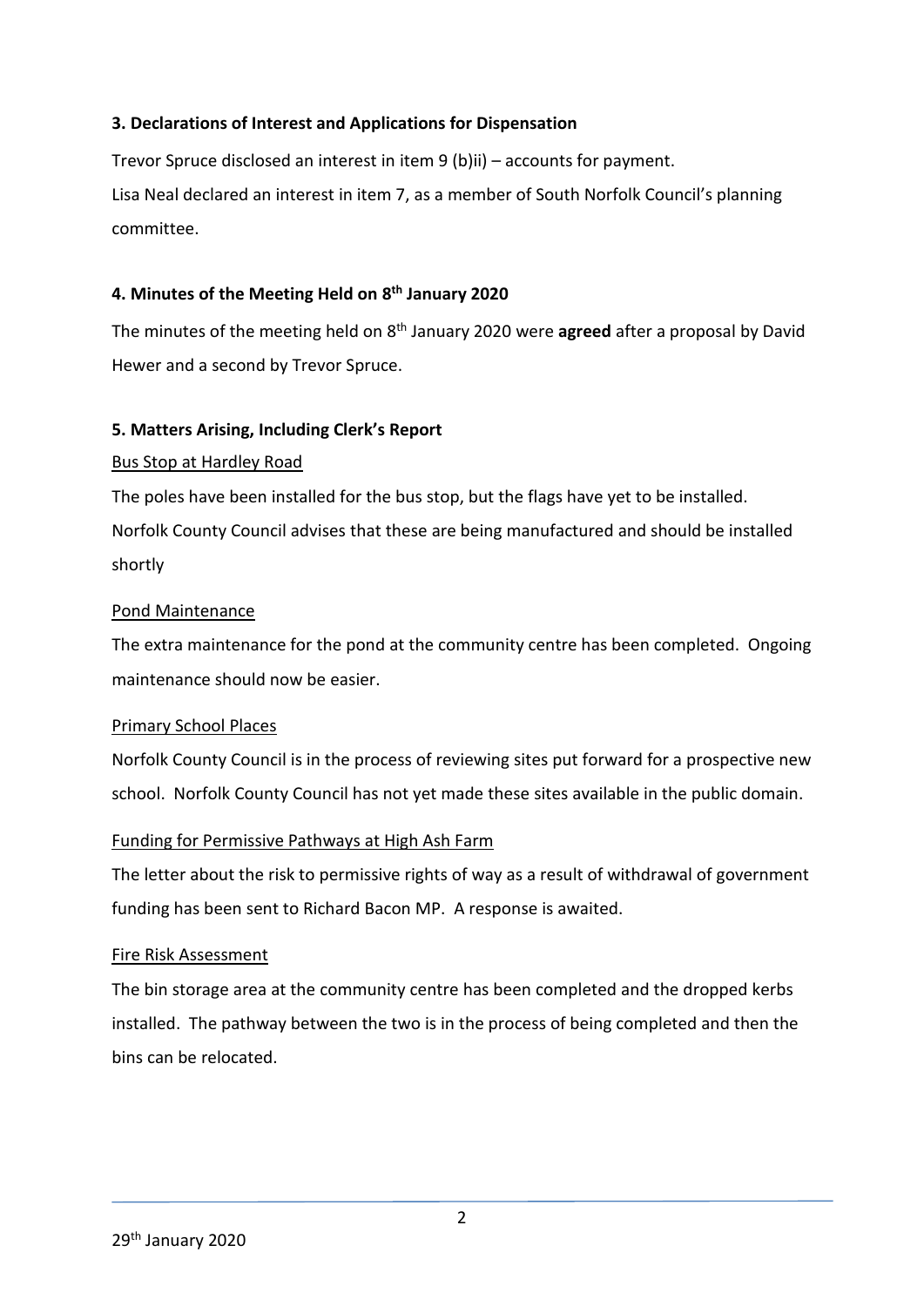### 3. Declarations of Interest and Applications for Dispensation

Trevor Spruce disclosed an interest in item 9 (b)ii) – accounts for payment.

Lisa Neal declared an interest in item 7, as a member of South Norfolk Council's planning committee.

### 4. Minutes of the Meeting Held on 8th January 2020

The minutes of the meeting held on 8th January 2020 were **agreed** after a proposal by David Hewer and a second by Trevor Spruce.

### 5. Matters Arising, Including Clerk's Report

Bus Stop at Hardley Road

The poles have been installed for the bus stop, but the flags have yet to be installed. Norfolk County Council advises that these are being manufactured and should be installed shortly

Pond Maintenance

The extra maintenance for the pond at the community centre has been completed. Ongoing maintenance should now be easier.

Primary School Places

Norfolk County Council is in the process of reviewing sites put forward for a prospective new school. Norfolk County Council has not yet made these sites available in the public domain.

Funding for Permissive Pathways at High Ash Farm

The letter about the risk to permissive rights of way as a result of withdrawal of government funding has been sent to Richard Bacon MP. A response is awaited.

Fire Risk Assessment

The bin storage area at the community centre has been completed and the dropped kerbs installed. The pathway between the two is in the process of being completed and then the bins can be relocated.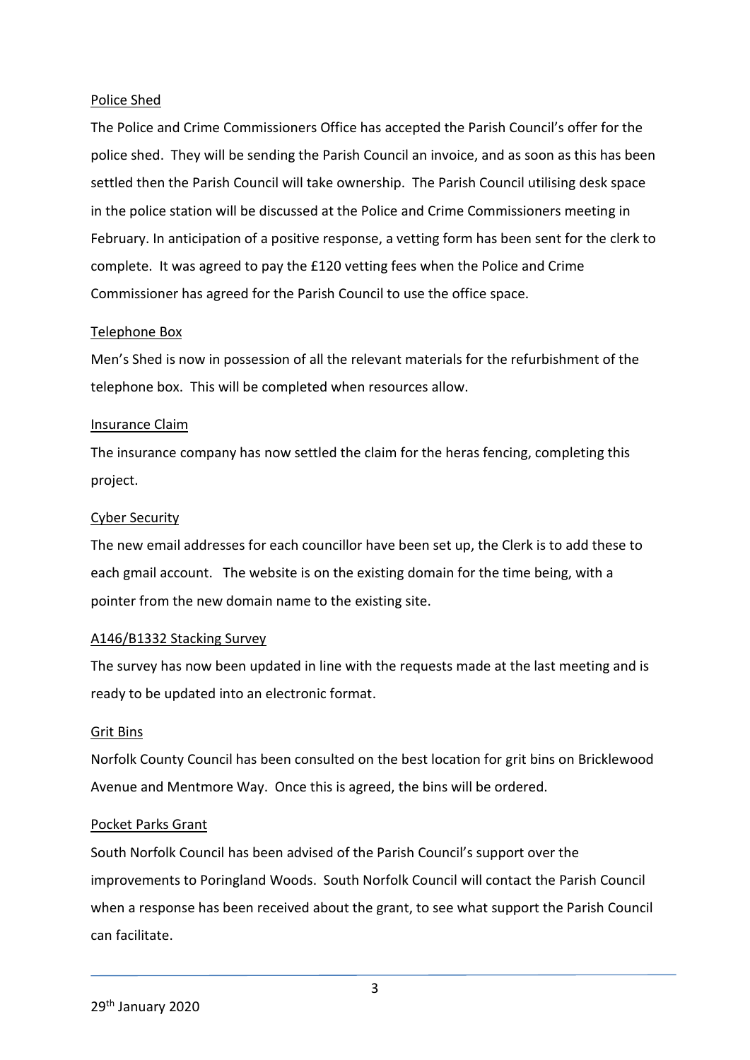Police Shed

The Police and Crime Commissioners Office has accepted the Parish Council's offer for the police shed. They will be sending the Parish Council an invoice, and as soon as this has been settled then the Parish Council will take ownership. The Parish Council utilising desk space in the police station will be discussed at the Police and Crime Commissioners meeting in February. In anticipation of a positive response, a vetting form has been sent for the clerk to complete. It was agreed to pay the £120 vetting fees when the Police and Crime Commissioner has agreed for the Parish Council to use the office space.

Telephone Box

Men's Shed is now in possession of all the relevant materials for the refurbishment of the telephone box. This will be completed when resources allow.

Insurance Claim

The insurance company has now settled the claim for the heras fencing, completing this project.

Cyber Security

The new email addresses for each councillor have been set up, the Clerk is to add these to each gmail account. The website is on the existing domain for the time being, with a pointer from the new domain name to the existing site.

A146/B1332 Stacking Survey

The survey has now been updated in line with the requests made at the last meeting and is ready to be updated into an electronic format.

Grit Bins

Norfolk County Council has been consulted on the best location for grit bins on Bricklewood Avenue and Mentmore Way. Once this is agreed, the bins will be ordered.

Pocket Parks Grant

South Norfolk Council has been advised of the Parish Council's support over the improvements to Poringland Woods. South Norfolk Council will contact the Parish Council when a response has been received about the grant, to see what support the Parish Council can facilitate.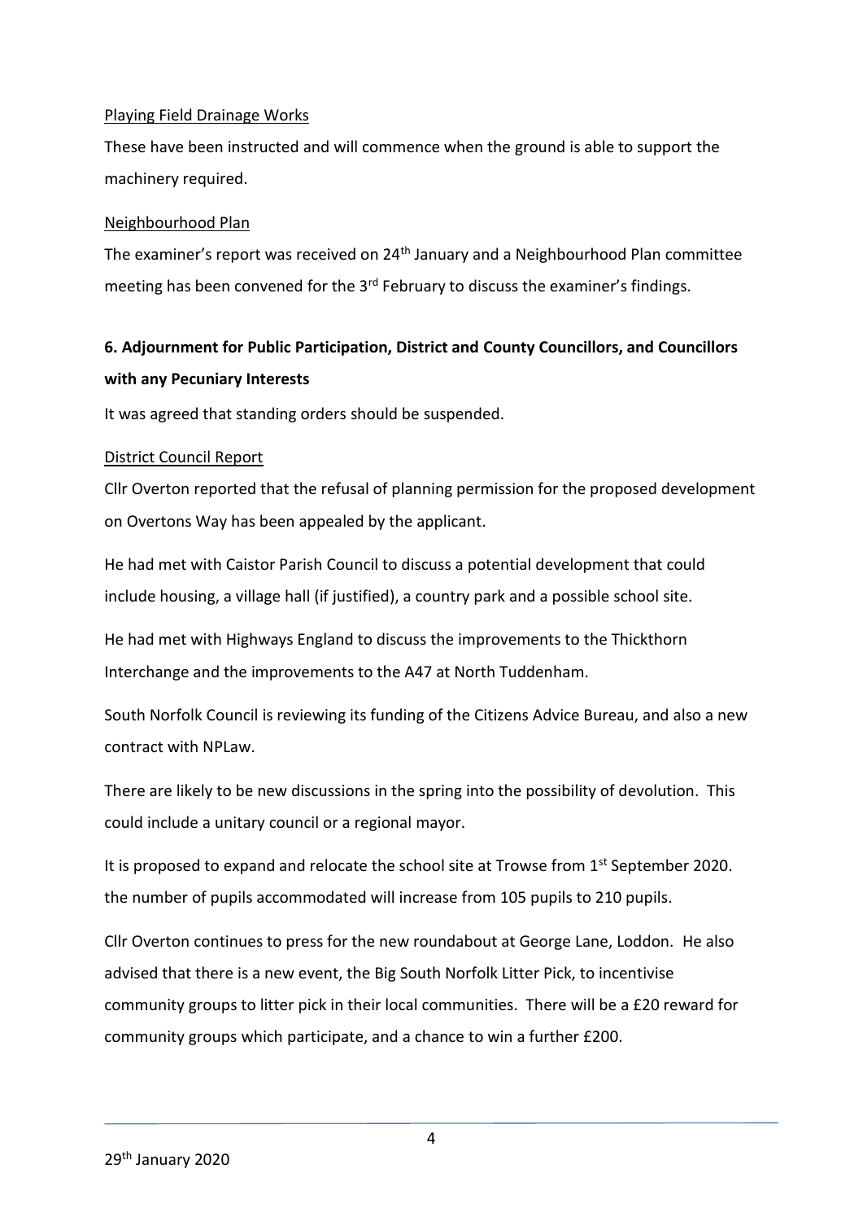Playing Field Drainage Works

These have been instructed and will commence when the ground is able to support the machinery required.

Neighbourhood Plan

The examiner's report was received on 24th January and a Neighbourhood Plan committee meeting has been convened for the 3rd February to discuss the examiner's findings.

**6. Adjournment for Public Participation, District and County Councillors, and Councillors with any Pecuniary Interests**

It was agreed that standing orders should be suspended.

District Council Report

Cllr Overton reported that the refusal of planning permission for the proposed development on Overtons Way has been appealed by the applicant.

He had met with Caistor Parish Council to discuss a potential development that could include housing, a village hall (if justified), a country park and a possible school site.

He had met with Highways England to discuss the improvements to the Thickthorn Interchange and the improvements to the A47 at North Tuddenham.

South Norfolk Council is reviewing its funding of the Citizens Advice Bureau, and also a new contract with NPLaw.

There are likely to be new discussions in the spring into the possibility of devolution. This could include a unitary council or a regional mayor.

It is proposed to expand and relocate the school site at Trowse from 1st September 2020. the number of pupils accommodated will increase from 105 pupils to 210 pupils.

Cllr Overton continues to press for the new roundabout at George Lane, Loddon. He also advised that there is a new event, the Big South Norfolk Litter Pick, to incentivise community groups to litter pick in their local communities. There will be a £20 reward for community groups which participate, and a chance to win a further £200.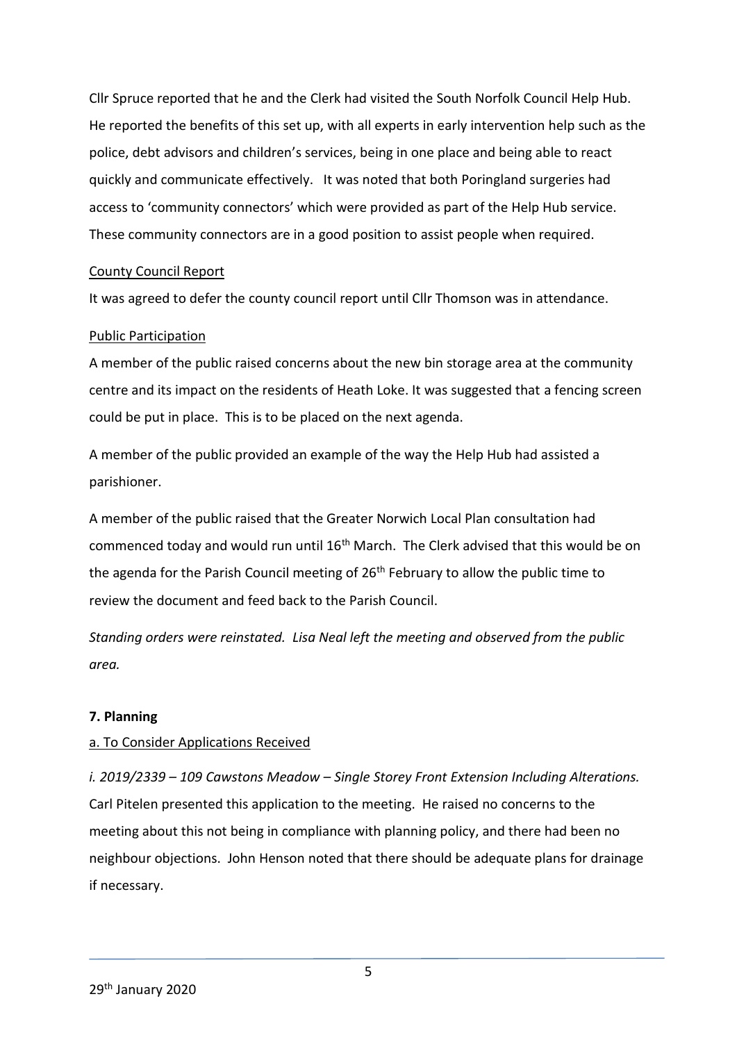Cllr Spruce reported that he and the Clerk had visited the South Norfolk Council Help Hub. He reported the benefits of this set up, with all experts in early intervention help such as the police, debt advisors and children's services, being in one place and being able to react quickly and communicate effectively. It was noted that both Poringland surgeries had access to 'community connectors' which were provided as part of the Help Hub service. These community connectors are in a good position to assist people when required.

County Council Report

It was agreed to defer the county council report until Cllr Thomson was in attendance.

Public Participation

A member of the public raised concerns about the new bin storage area at the community centre and its impact on the residents of Heath Loke. It was suggested that a fencing screen could be put in place. This is to be placed on the next agenda.

A member of the public provided an example of the way the Help Hub had assisted a parishioner.

A member of the public raised that the Greater Norwich Local Plan consultation had commenced today and would run until 16th March. The Clerk advised that this would be on the agenda for the Parish Council meeting of 26th February to allow the public time to review the document and feed back to the Parish Council.

*Standing orders were reinstated. Lisa Neal left the meeting and observed from the public area.*

**7. Planning**

a. To Consider Applications Received

*i. 2019/2339 – 109 Cawstons Meadow – Single Storey Front Extension Including Alterations.* Carl Pitelen presented this application to the meeting. He raised no concerns to the meeting about this not being in compliance with planning policy, and there had been no neighbour objections. John Henson noted that there should be adequate plans for drainage if necessary.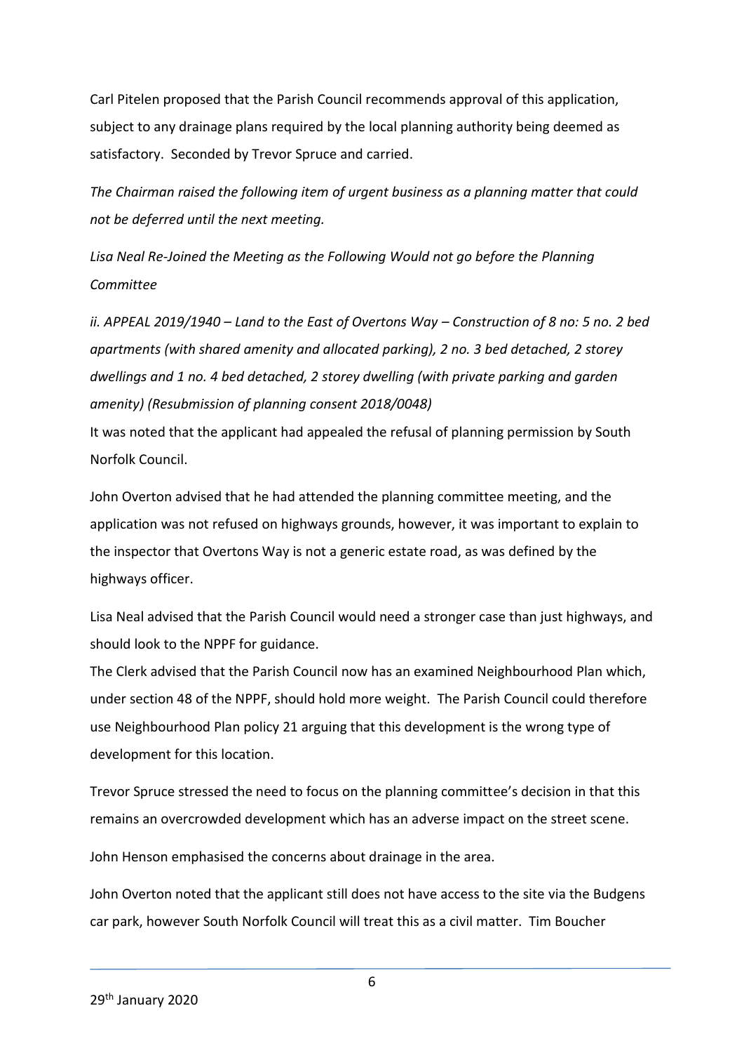Carl Pitelen proposed that the Parish Council recommends approval of this application, subject to any drainage plans required by the local planning authority being deemed as satisfactory. Seconded by Trevor Spruce and carried.

*The Chairman raised the following item of urgent business as a planning matter that could not be deferred until the next meeting.*

*Lisa Neal Re-Joined the Meeting as the Following Would not go before the Planning Committee*

*ii. APPEAL 2019/1940 – Land to the East of Overtons Way – Construction of 8 no: 5 no. 2 bed apartments (with shared amenity and allocated parking), 2 no. 3 bed detached, 2 storey dwellings and 1 no. 4 bed detached, 2 storey dwelling (with private parking and garden amenity) (Resubmission of planning consent 2018/0048)*

It was noted that the applicant had appealed the refusal of planning permission by South Norfolk Council.

John Overton advised that he had attended the planning committee meeting, and the application was not refused on highways grounds, however, it was important to explain to the inspector that Overtons Way is not a generic estate road, as was defined by the highways officer.

Lisa Neal advised that the Parish Council would need a stronger case than just highways, and should look to the NPPF for guidance.

The Clerk advised that the Parish Council now has an examined Neighbourhood Plan which, under section 48 of the NPPF, should hold more weight. The Parish Council could therefore use Neighbourhood Plan policy 21 arguing that this development is the wrong type of development for this location.

Trevor Spruce stressed the need to focus on the planning committee's decision in that this remains an overcrowded development which has an adverse impact on the street scene.

John Henson emphasised the concerns about drainage in the area.

John Overton noted that the applicant still does not have access to the site via the Budgens car park, however South Norfolk Council will treat this as a civil matter. Tim Boucher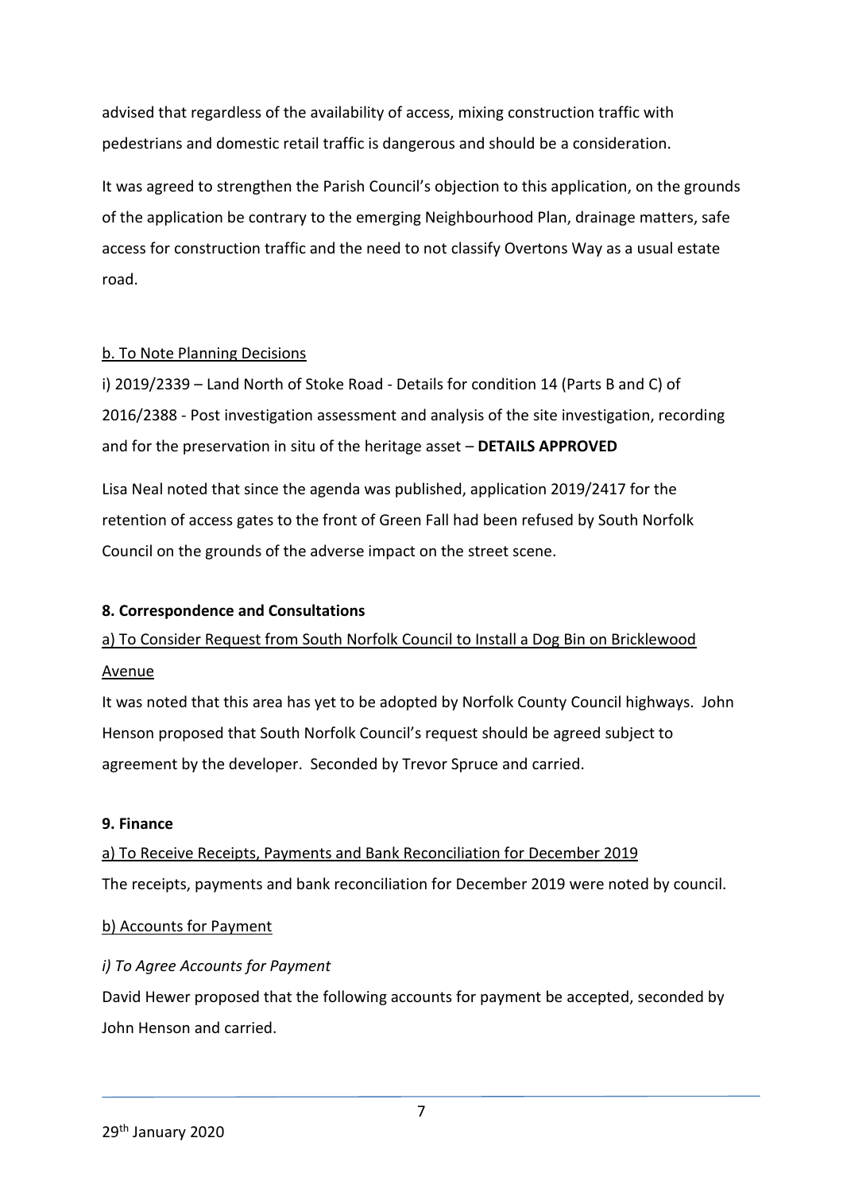advised that regardless of the availability of access, mixing construction traffic with pedestrians and domestic retail traffic is dangerous and should be a consideration.

It was agreed to strengthen the Parish Council's objection to this application, on the grounds of the application be contrary to the emerging Neighbourhood Plan, drainage matters, safe access for construction traffic and the need to not classify Overtons Way as a usual estate road.

b. To Note Planning Decisions

i) 2019/2339 – Land North of Stoke Road - Details for condition 14 (Parts B and C) of 2016/2388 - Post investigation assessment and analysis of the site investigation, recording and for the preservation in situ of the heritage asset – **DETAILS APPROVED**

Lisa Neal noted that since the agenda was published, application 2019/2417 for the retention of access gates to the front of Green Fall had been refused by South Norfolk Council on the grounds of the adverse impact on the street scene.

**8. Correspondence and Consultations**

a) To Consider Request from South Norfolk Council to Install a Dog Bin on Bricklewood Avenue

It was noted that this area has yet to be adopted by Norfolk County Council highways. John Henson proposed that South Norfolk Council's request should be agreed subject to agreement by the developer. Seconded by Trevor Spruce and carried.

**9. Finance**

a) To Receive Receipts, Payments and Bank Reconciliation for December 2019

The receipts, payments and bank reconciliation for December 2019 were noted by council.

b) Accounts for Payment

*i) To Agree Accounts for Payment*

David Hewer proposed that the following accounts for payment be accepted, seconded by John Henson and carried.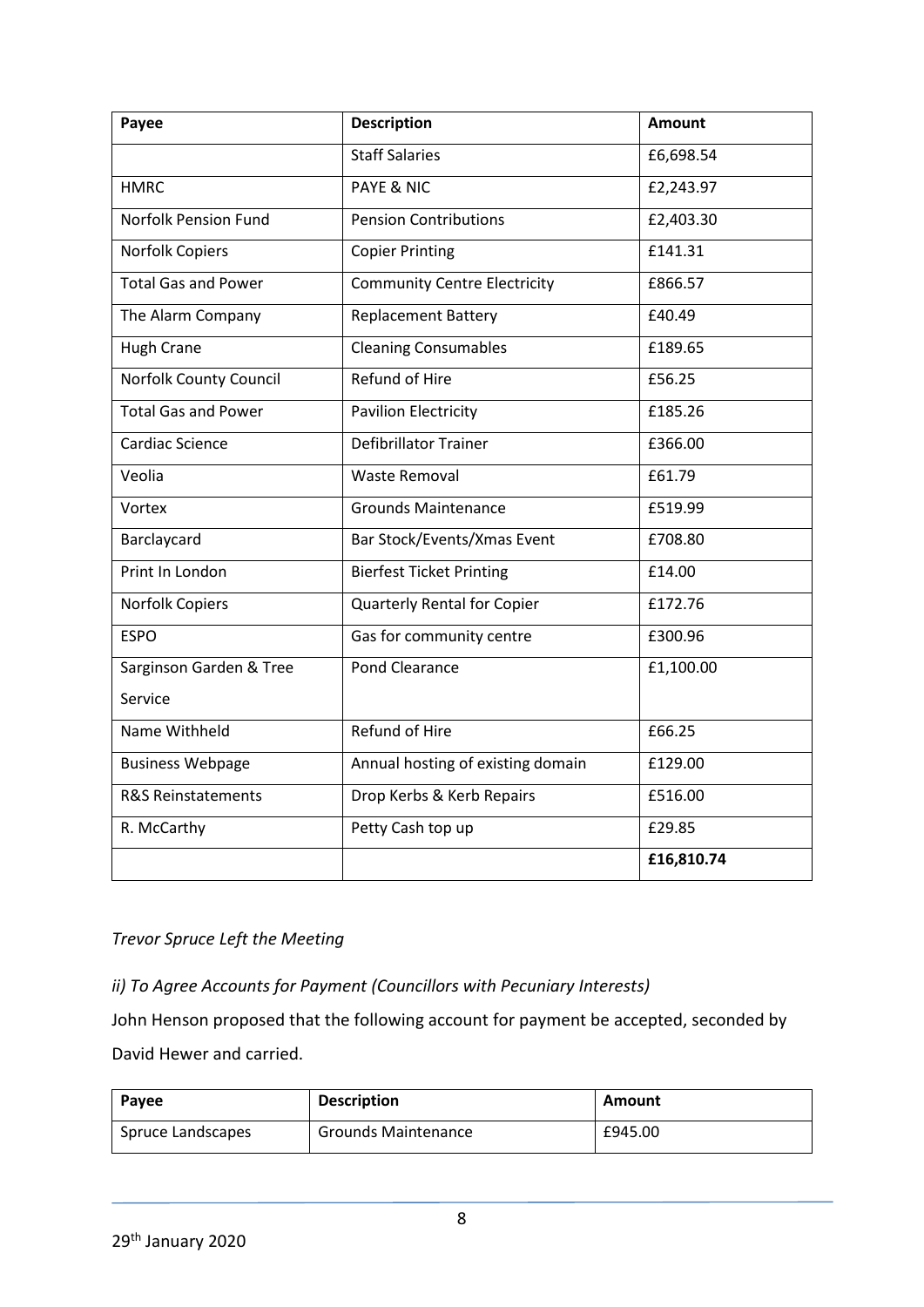| Payee | Description | Amount |
|---|---|---|
| | Staff Salaries | £6,698.54 |
| HMRC | PAYE & NIC | £2,243.97 |
| Norfolk Pension Fund | Pension Contributions | £2,403.30 |
| Norfolk Copiers | Copier Printing | £141.31 |
| Total Gas and Power | Community Centre Electricity | £866.57 |
| The Alarm Company | Replacement Battery | £40.49 |
| Hugh Crane | Cleaning Consumables | £189.65 |
| Norfolk County Council | Refund of Hire | £56.25 |
| Total Gas and Power | Pavilion Electricity | £185.26 |
| Cardiac Science | Defibrillator Trainer | £366.00 |
| Veolia | Waste Removal | £61.79 |
| Vortex | Grounds Maintenance | £519.99 |
| Barclaycard | Bar Stock/Events/Xmas Event | £708.80 |
| Print In London | Bierfest Ticket Printing | £14.00 |
| Norfolk Copiers | Quarterly Rental for Copier | £172.76 |
| ESPO | Gas for community centre | £300.96 |
| Sarginson Garden & Tree Service | Pond Clearance | £1,100.00 |
| Name Withheld | Refund of Hire | £66.25 |
| Business Webpage | Annual hosting of existing domain | £129.00 |
| R&S Reinstatements | Drop Kerbs & Kerb Repairs | £516.00 |
| R. McCarthy | Petty Cash top up | £29.85 |
| | | **£16,810.74** |

*Trevor Spruce Left the Meeting*

*ii) To Agree Accounts for Payment (Councillors with Pecuniary Interests)*

John Henson proposed that the following account for payment be accepted, seconded by David Hewer and carried.

| Payee | Description | Amount |
|---|---|---|
| Spruce Landscapes | Grounds Maintenance | £945.00 |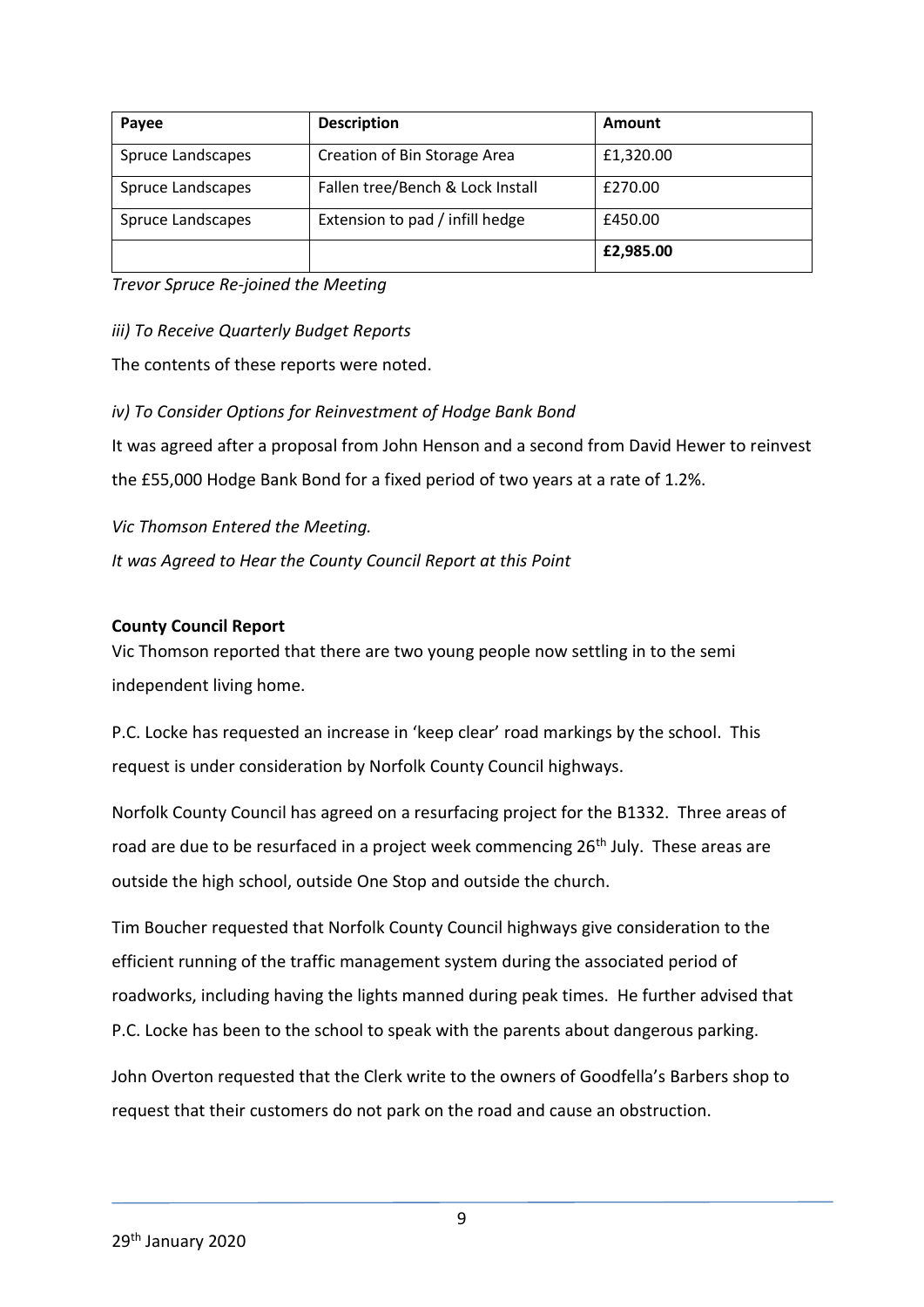| Payee | Description | Amount |
|---|---|---|
| Spruce Landscapes | Creation of Bin Storage Area | £1,320.00 |
| Spruce Landscapes | Fallen tree/Bench & Lock Install | £270.00 |
| Spruce Landscapes | Extension to pad / infill hedge | £450.00 |
| | | **£2,985.00** |

*Trevor Spruce Re-joined the Meeting*

*iii) To Receive Quarterly Budget Reports*

The contents of these reports were noted.

*iv) To Consider Options for Reinvestment of Hodge Bank Bond*

It was agreed after a proposal from John Henson and a second from David Hewer to reinvest the £55,000 Hodge Bank Bond for a fixed period of two years at a rate of 1.2%.

*Vic Thomson Entered the Meeting.*

*It was Agreed to Hear the County Council Report at this Point*

**County Council Report**

Vic Thomson reported that there are two young people now settling in to the semi independent living home.

P.C. Locke has requested an increase in 'keep clear' road markings by the school. This request is under consideration by Norfolk County Council highways.

Norfolk County Council has agreed on a resurfacing project for the B1332. Three areas of road are due to be resurfaced in a project week commencing 26th July. These areas are outside the high school, outside One Stop and outside the church.

Tim Boucher requested that Norfolk County Council highways give consideration to the efficient running of the traffic management system during the associated period of roadworks, including having the lights manned during peak times. He further advised that P.C. Locke has been to the school to speak with the parents about dangerous parking.

John Overton requested that the Clerk write to the owners of Goodfella's Barbers shop to request that their customers do not park on the road and cause an obstruction.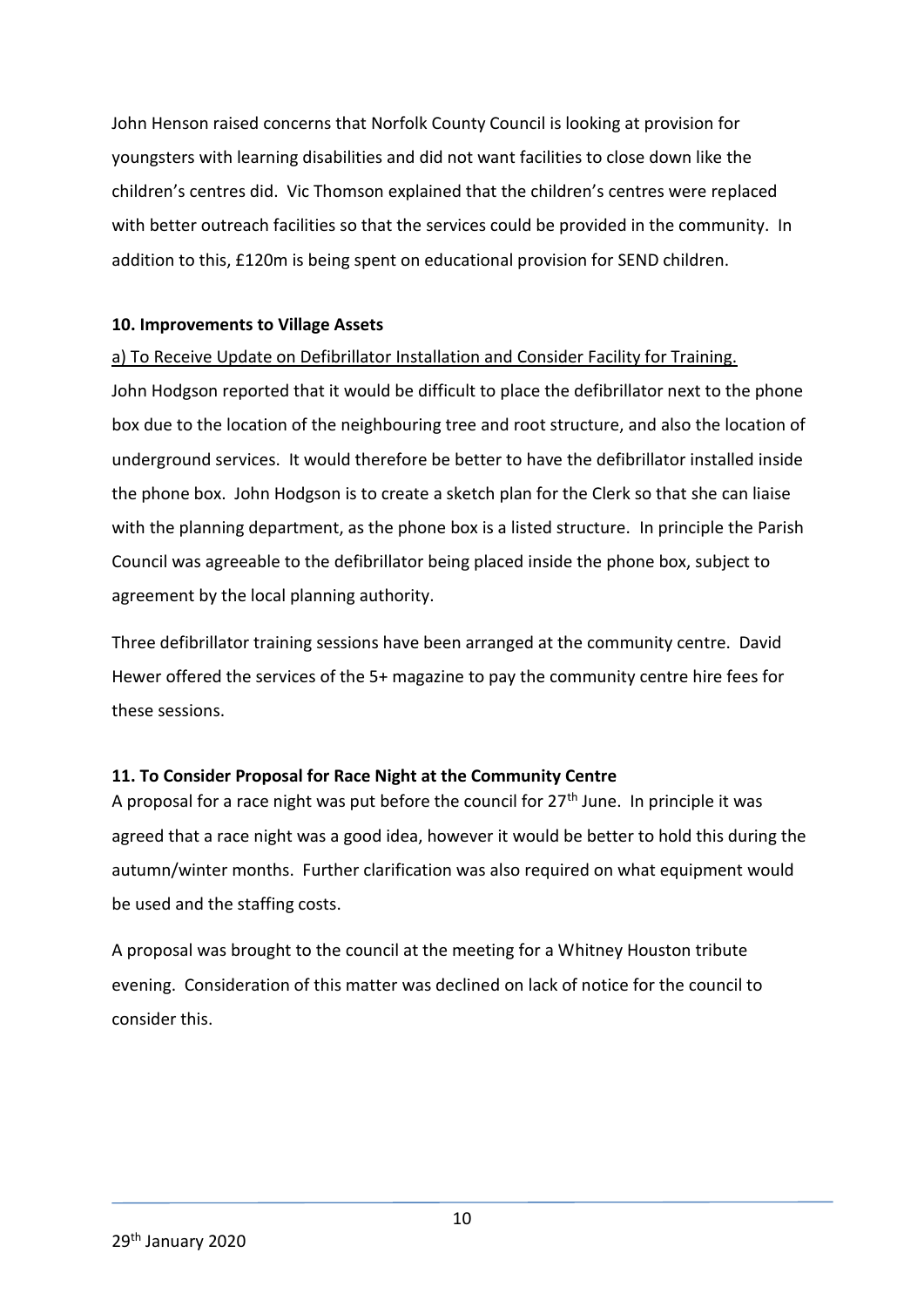John Henson raised concerns that Norfolk County Council is looking at provision for youngsters with learning disabilities and did not want facilities to close down like the children's centres did. Vic Thomson explained that the children's centres were replaced with better outreach facilities so that the services could be provided in the community. In addition to this, £120m is being spent on educational provision for SEND children.

**10. Improvements to Village Assets**

a) To Receive Update on Defibrillator Installation and Consider Facility for Training.

John Hodgson reported that it would be difficult to place the defibrillator next to the phone box due to the location of the neighbouring tree and root structure, and also the location of underground services. It would therefore be better to have the defibrillator installed inside the phone box. John Hodgson is to create a sketch plan for the Clerk so that she can liaise with the planning department, as the phone box is a listed structure. In principle the Parish Council was agreeable to the defibrillator being placed inside the phone box, subject to agreement by the local planning authority.

Three defibrillator training sessions have been arranged at the community centre. David Hewer offered the services of the 5+ magazine to pay the community centre hire fees for these sessions.

**11. To Consider Proposal for Race Night at the Community Centre**

A proposal for a race night was put before the council for 27th June. In principle it was agreed that a race night was a good idea, however it would be better to hold this during the autumn/winter months. Further clarification was also required on what equipment would be used and the staffing costs.

A proposal was brought to the council at the meeting for a Whitney Houston tribute evening. Consideration of this matter was declined on lack of notice for the council to consider this.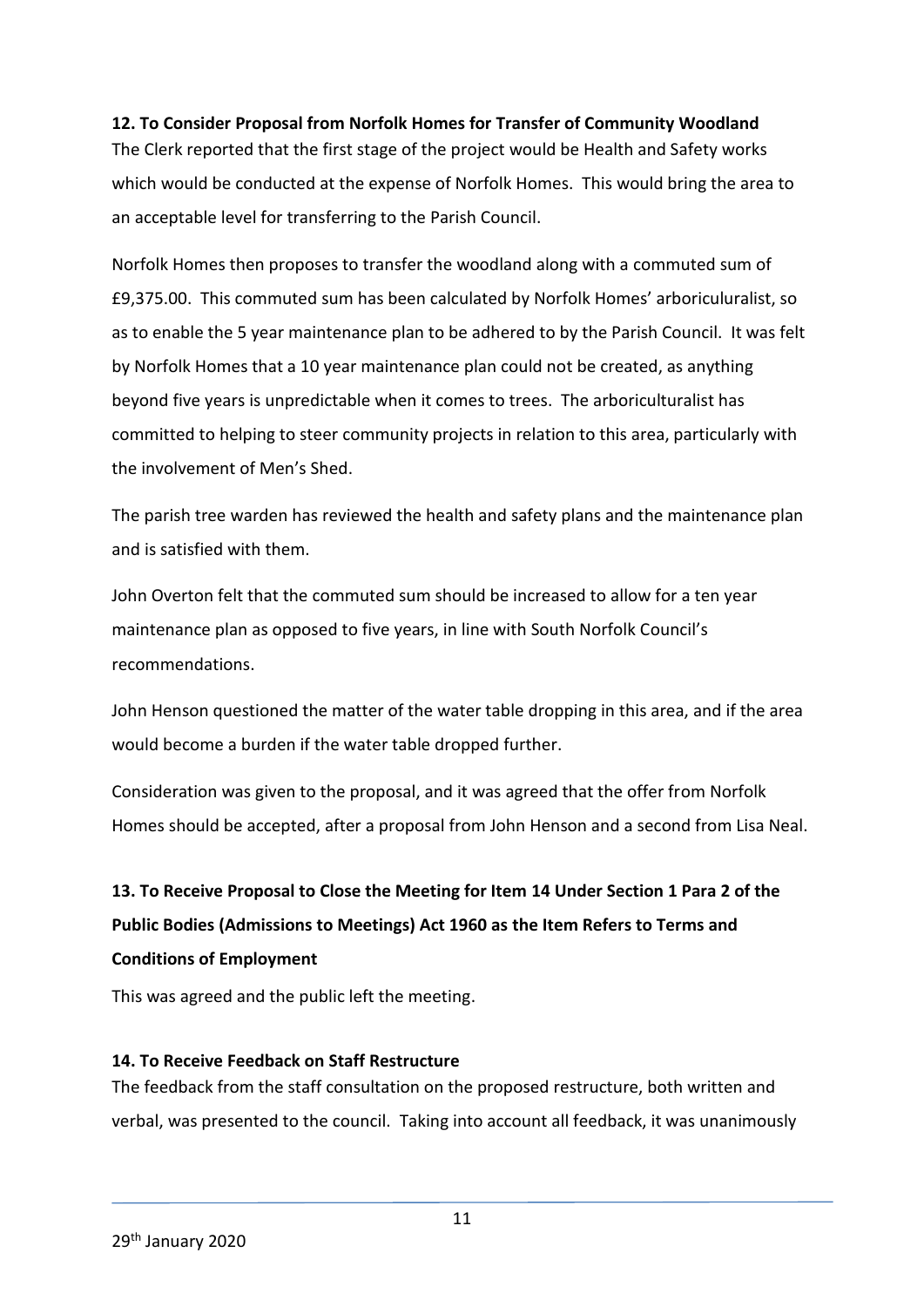**12. To Consider Proposal from Norfolk Homes for Transfer of Community Woodland**

The Clerk reported that the first stage of the project would be Health and Safety works which would be conducted at the expense of Norfolk Homes. This would bring the area to an acceptable level for transferring to the Parish Council.

Norfolk Homes then proposes to transfer the woodland along with a commuted sum of £9,375.00. This commuted sum has been calculated by Norfolk Homes' arboriculturalist, so as to enable the 5 year maintenance plan to be adhered to by the Parish Council. It was felt by Norfolk Homes that a 10 year maintenance plan could not be created, as anything beyond five years is unpredictable when it comes to trees. The arboriculturalist has committed to helping to steer community projects in relation to this area, particularly with the involvement of Men's Shed.

The parish tree warden has reviewed the health and safety plans and the maintenance plan and is satisfied with them.

John Overton felt that the commuted sum should be increased to allow for a ten year maintenance plan as opposed to five years, in line with South Norfolk Council's recommendations.

John Henson questioned the matter of the water table dropping in this area, and if the area would become a burden if the water table dropped further.

Consideration was given to the proposal, and it was agreed that the offer from Norfolk Homes should be accepted, after a proposal from John Henson and a second from Lisa Neal.

**13. To Receive Proposal to Close the Meeting for Item 14 Under Section 1 Para 2 of the Public Bodies (Admissions to Meetings) Act 1960 as the Item Refers to Terms and Conditions of Employment**

This was agreed and the public left the meeting.

**14. To Receive Feedback on Staff Restructure**

The feedback from the staff consultation on the proposed restructure, both written and verbal, was presented to the council. Taking into account all feedback, it was unanimously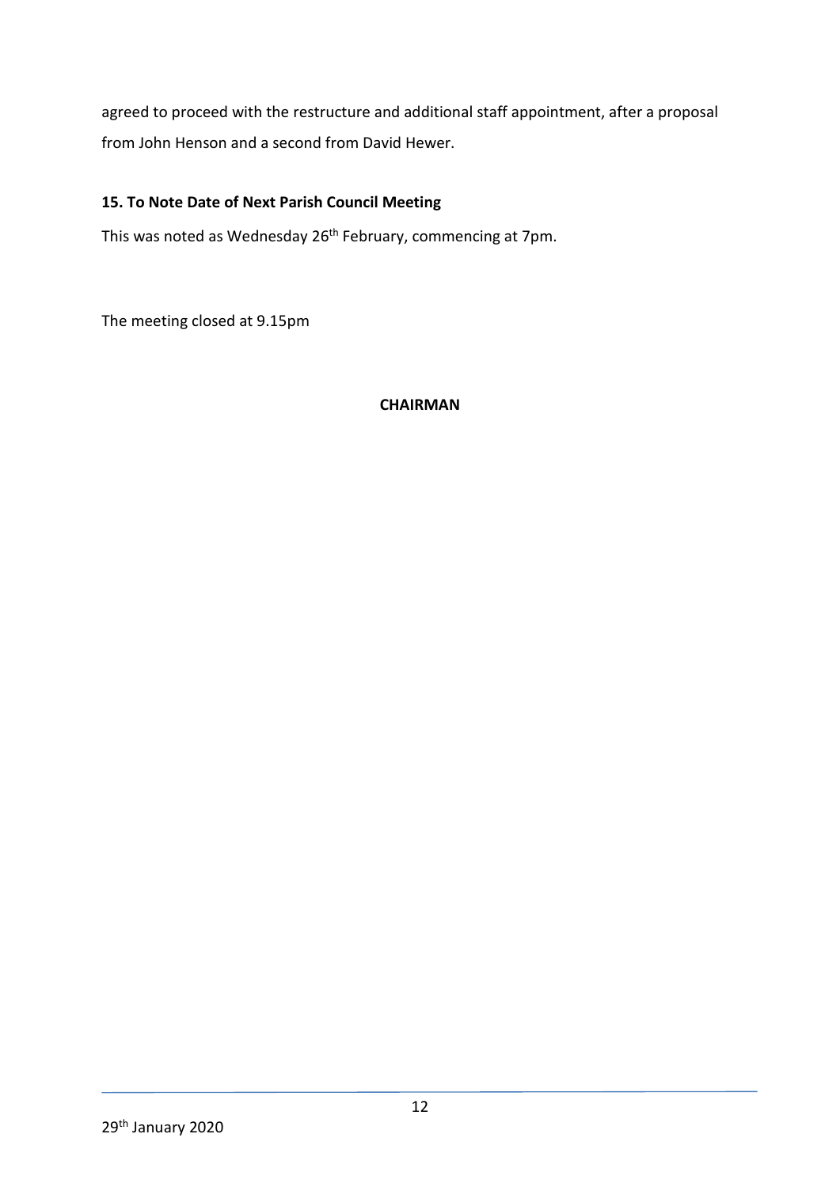agreed to proceed with the restructure and additional staff appointment, after a proposal from John Henson and a second from David Hewer.

### 15. To Note Date of Next Parish Council Meeting

This was noted as Wednesday 26th February, commencing at 7pm.

The meeting closed at 9.15pm

**CHAIRMAN**